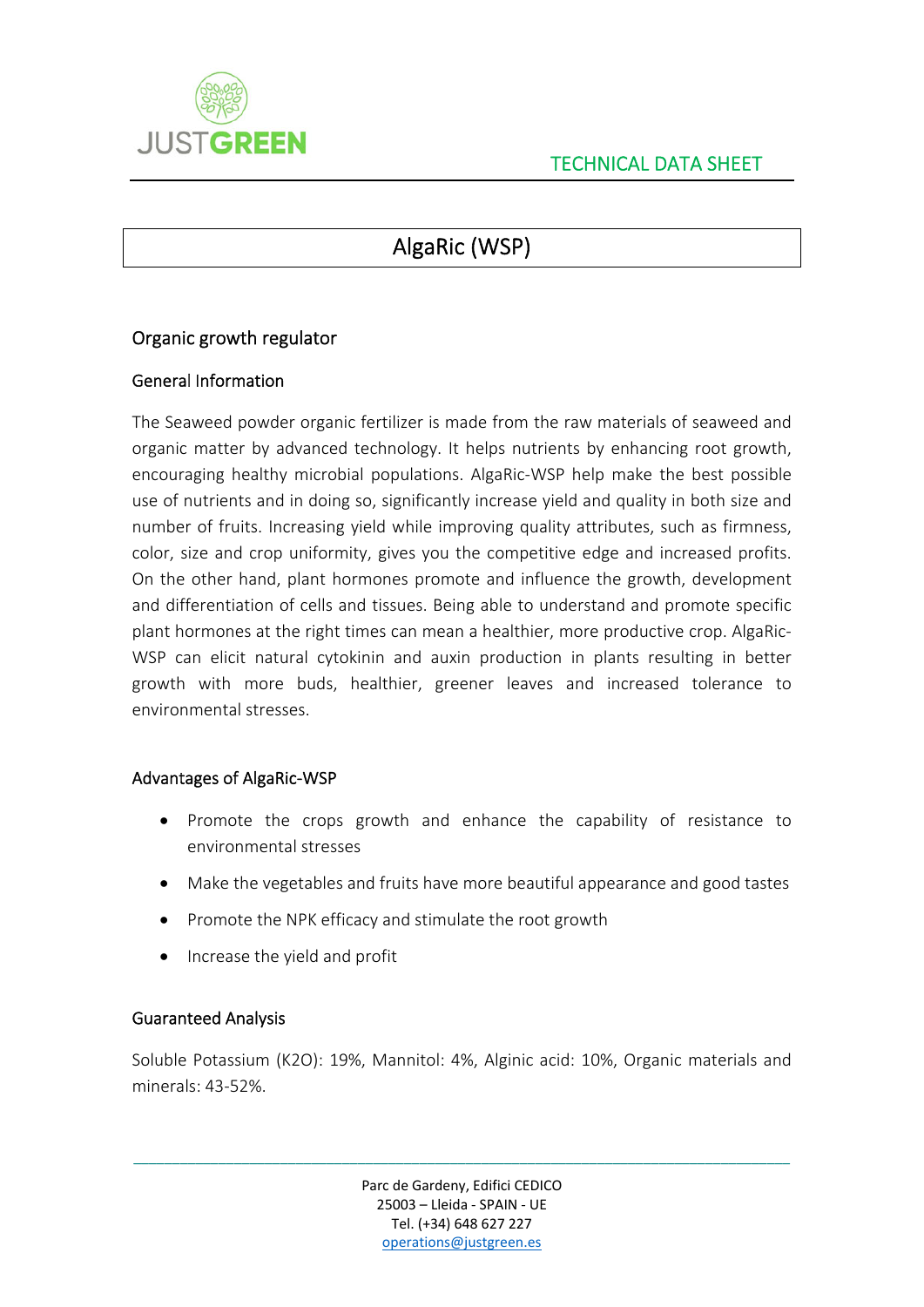JUSTGREEN

TECHNICAL DATA SHEET

# AlgaRic (WSP)

## Organic growth regulator

### General Information

The Seaweed powder organic fertilizer is made from the raw materials of seaweed and organic matter by advanced technology. It helps nutrients by enhancing root growth, encouraging healthy microbial populations. AlgaRic-WSP help make the best possible use of nutrients and in doing so, significantly increase yield and quality in both size and number of fruits. Increasing yield while improving quality attributes, such as firmness, color, size and crop uniformity, gives you the competitive edge and increased profits. On the other hand, plant hormones promote and influence the growth, development and differentiation of cells and tissues. Being able to understand and promote specific plant hormones at the right times can mean a healthier, more productive crop. AlgaRic-WSP can elicit natural cytokinin and auxin production in plants resulting in better growth with more buds, healthier, greener leaves and increased tolerance to environmental stresses.

### Advantages of AlgaRic-WSP

- Promote the crops growth and enhance the capability of resistance to environmental stresses
- Make the vegetables and fruits have more beautiful appearance and good tastes
- Promote the NPK efficacy and stimulate the root growth
- Increase the yield and profit

### Guaranteed Analysis

Soluble Potassium ($K_2O$): 19%, Mannitol: 4%, Alginic acid: 10%, Organic materials and minerals: 43-52%.

Parc de Gardeny, Edifici CEDICO
25003 – Lleida - SPAIN - UE
Tel. (+34) 648 627 227
operations@justgreen.es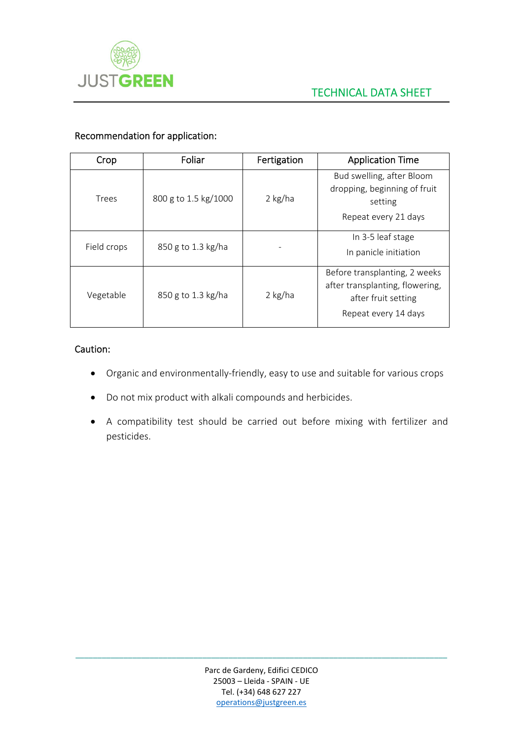Recommendation for application:

| Crop | Foliar | Fertigation | Application Time |
|---|---|---|---|
| Trees | 800 g to 1.5 kg/1000 | 2 kg/ha | Bud swelling, after Bloom dropping, beginning of fruit setting<br>Repeat every 21 days |
| Field crops | 850 g to 1.3 kg/ha | - | In 3-5 leaf stage<br>In panicle initiation |
| Vegetable | 850 g to 1.3 kg/ha | 2 kg/ha | Before transplanting, 2 weeks after transplanting, flowering, after fruit setting<br>Repeat every 14 days |

Caution:

- Organic and environmentally-friendly, easy to use and suitable for various crops
- Do not mix product with alkali compounds and herbicides.
- A compatibility test should be carried out before mixing with fertilizer and pesticides.

Parc de Gardeny, Edifici CEDICO
25003 – Lleida - SPAIN - UE
Tel. (+34) 648 627 227
operations@justgreen.es